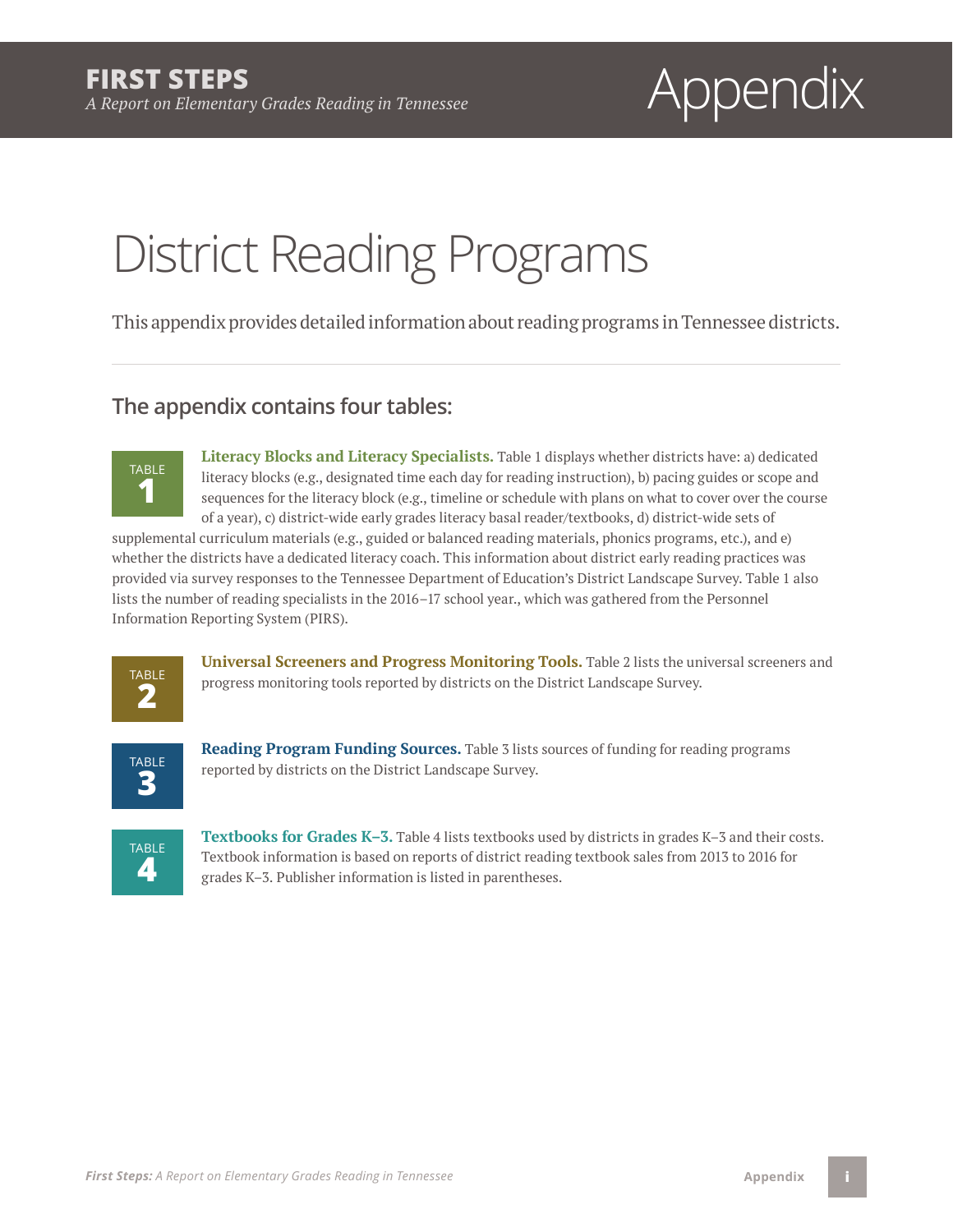# Appendix

# District Reading Programs

This appendix provides detailed information about reading programs in Tennessee districts.

## The appendix contains four tables:

TABLE **1**

**Literacy Blocks and Literacy Specialists.** Table 1 displays whether districts have: a) dedicated literacy blocks (e.g., designated time each day for reading instruction), b) pacing guides or scope and sequences for the literacy block (e.g., timeline or schedule with plans on what to cover over the course of a year), c) district-wide early grades literacy basal reader/textbooks, d) district-wide sets of supplemental curriculum materials (e.g., guided or balanced reading materials, phonics programs, etc.), and e) whether the districts have a dedicated literacy coach. This information about district early reading practices was provided via survey responses to the Tennessee Department of Education's District Landscape Survey. Table 1 also lists the number of reading specialists in the 2016–17 school year., which was gathered from the Personnel Information Reporting System (PIRS).

TABLE **2**

**Universal Screeners and Progress Monitoring Tools.** Table 2 lists the universal screeners and progress monitoring tools reported by districts on the District Landscape Survey.

TABLE **3**

**Reading Program Funding Sources.** Table 3 lists sources of funding for reading programs reported by districts on the District Landscape Survey.

TABLE **4**

**Textbooks for Grades K–3.** Table 4 lists textbooks used by districts in grades K–3 and their costs. Textbook information is based on reports of district reading textbook sales from 2013 to 2016 for grades K–3. Publisher information is listed in parentheses.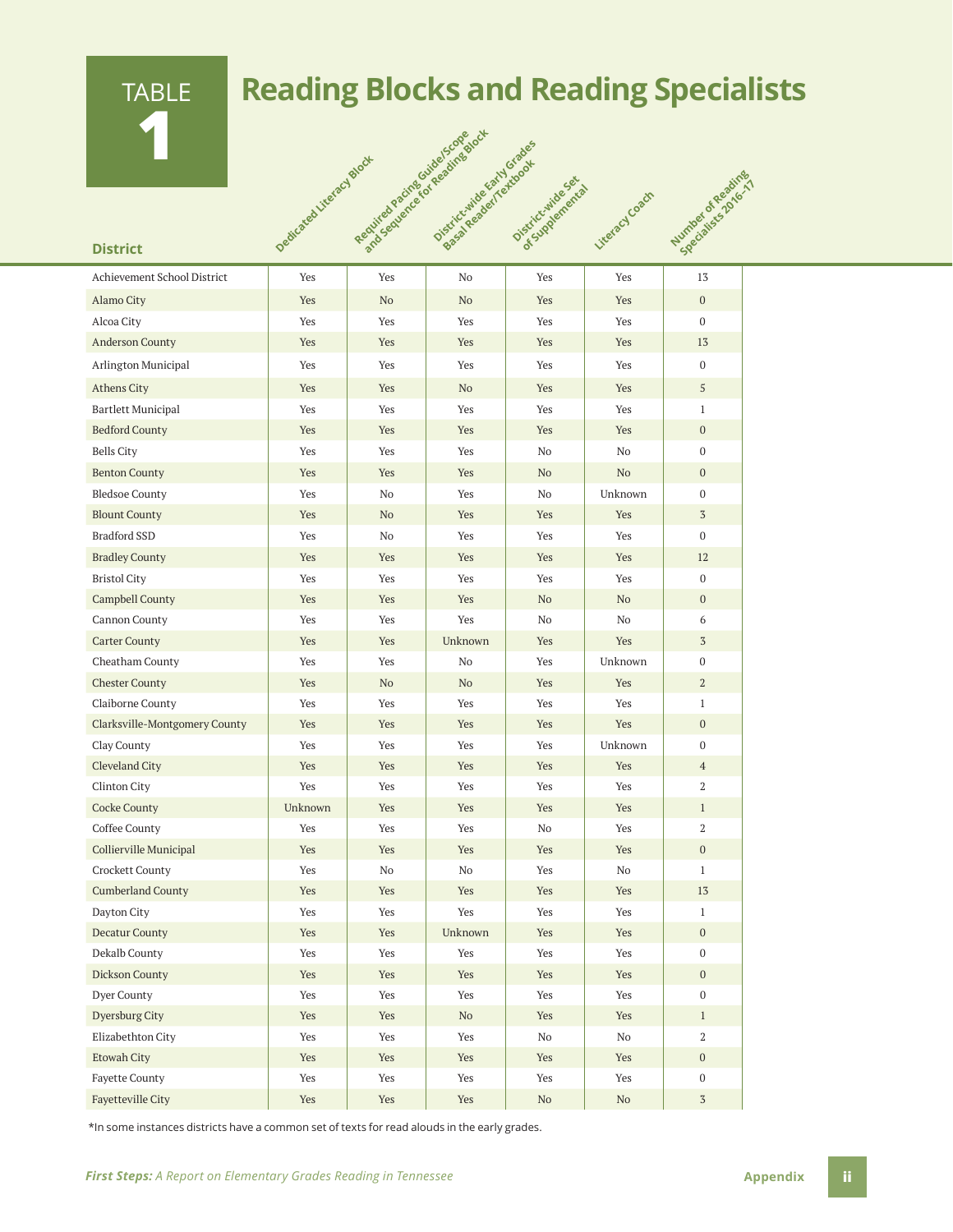# TABLE 1

## Reading Blocks and Reading Specialists

| District | Dedicated Literacy Block | Required Pacing Guide/Scope and Sequence for Reading Block | District-wide Early Grades Basal Reader/Textbook | District-wide Set of Supplemental | Literacy Coach | Number of Reading Specialists 2016-17 |
|---|---|---|---|---|---|---|
| Achievement School District | Yes | Yes | No | Yes | Yes | 13 |
| Alamo City | Yes | No | No | Yes | Yes | 0 |
| Alcoa City | Yes | Yes | Yes | Yes | Yes | 0 |
| Anderson County | Yes | Yes | Yes | Yes | Yes | 13 |
| Arlington Municipal | Yes | Yes | Yes | Yes | Yes | 0 |
| Athens City | Yes | Yes | No | Yes | Yes | 5 |
| Bartlett Municipal | Yes | Yes | Yes | Yes | Yes | 1 |
| Bedford County | Yes | Yes | Yes | Yes | Yes | 0 |
| Bells City | Yes | Yes | Yes | No | No | 0 |
| Benton County | Yes | Yes | Yes | No | No | 0 |
| Bledsoe County | Yes | No | Yes | No | Unknown | 0 |
| Blount County | Yes | No | Yes | Yes | Yes | 3 |
| Bradford SSD | Yes | No | Yes | Yes | Yes | 0 |
| Bradley County | Yes | Yes | Yes | Yes | Yes | 12 |
| Bristol City | Yes | Yes | Yes | Yes | Yes | 0 |
| Campbell County | Yes | Yes | Yes | No | No | 0 |
| Cannon County | Yes | Yes | Yes | No | No | 6 |
| Carter County | Yes | Yes | Unknown | Yes | Yes | 3 |
| Cheatham County | Yes | Yes | No | Yes | Unknown | 0 |
| Chester County | Yes | No | No | Yes | Yes | 2 |
| Claiborne County | Yes | Yes | Yes | Yes | Yes | 1 |
| Clarksville-Montgomery County | Yes | Yes | Yes | Yes | Yes | 0 |
| Clay County | Yes | Yes | Yes | Yes | Unknown | 0 |
| Cleveland City | Yes | Yes | Yes | Yes | Yes | 4 |
| Clinton City | Yes | Yes | Yes | Yes | Yes | 2 |
| Cocke County | Unknown | Yes | Yes | Yes | Yes | 1 |
| Coffee County | Yes | Yes | Yes | No | Yes | 2 |
| Collierville Municipal | Yes | Yes | Yes | Yes | Yes | 0 |
| Crockett County | Yes | No | No | Yes | No | 1 |
| Cumberland County | Yes | Yes | Yes | Yes | Yes | 13 |
| Dayton City | Yes | Yes | Yes | Yes | Yes | 1 |
| Decatur County | Yes | Yes | Unknown | Yes | Yes | 0 |
| Dekalb County | Yes | Yes | Yes | Yes | Yes | 0 |
| Dickson County | Yes | Yes | Yes | Yes | Yes | 0 |
| Dyer County | Yes | Yes | Yes | Yes | Yes | 0 |
| Dyersburg City | Yes | Yes | No | Yes | Yes | 1 |
| Elizabethton City | Yes | Yes | Yes | No | No | 2 |
| Etowah City | Yes | Yes | Yes | Yes | Yes | 0 |
| Fayette County | Yes | Yes | Yes | Yes | Yes | 0 |
| Fayetteville City | Yes | Yes | Yes | No | No | 3 |

*In some instances districts have a common set of texts for read alouds in the early grades.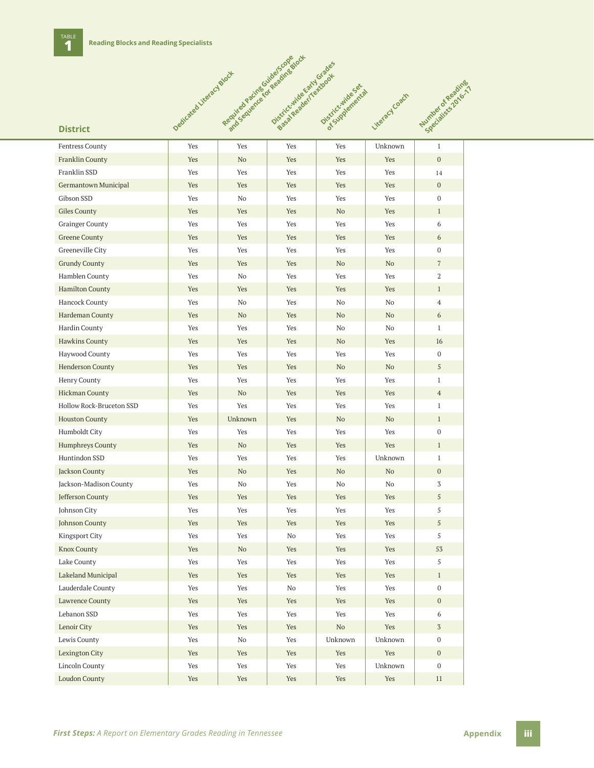**TABLE 1** **Reading Blocks and Reading Specialists**

| District | Dedicated Literacy Block | Required Pacing Guide/Scope and Sequence for Reading Block | District-wide Early Grades Basal Reader/Textbook | District-wide Set of Supplemental | Literacy Coach | Number of Reading Specialists 2016-17 |
|---|---|---|---|---|---|---|
| Fentress County | Yes | Yes | Yes | Yes | Unknown | 1 |
| Franklin County | Yes | No | Yes | Yes | Yes | 0 |
| Franklin SSD | Yes | Yes | Yes | Yes | Yes | 14 |
| Germantown Municipal | Yes | Yes | Yes | Yes | Yes | 0 |
| Gibson SSD | Yes | No | Yes | Yes | Yes | 0 |
| Giles County | Yes | Yes | Yes | No | Yes | 1 |
| Grainger County | Yes | Yes | Yes | Yes | Yes | 6 |
| Greene County | Yes | Yes | Yes | Yes | Yes | 6 |
| Greeneville City | Yes | Yes | Yes | Yes | Yes | 0 |
| Grundy County | Yes | Yes | Yes | No | No | 7 |
| Hamblen County | Yes | No | Yes | Yes | Yes | 2 |
| Hamilton County | Yes | Yes | Yes | Yes | Yes | 1 |
| Hancock County | Yes | No | Yes | No | No | 4 |
| Hardeman County | Yes | No | Yes | No | No | 6 |
| Hardin County | Yes | Yes | Yes | No | No | 1 |
| Hawkins County | Yes | Yes | Yes | No | Yes | 16 |
| Haywood County | Yes | Yes | Yes | Yes | Yes | 0 |
| Henderson County | Yes | Yes | Yes | No | No | 5 |
| Henry County | Yes | Yes | Yes | Yes | Yes | 1 |
| Hickman County | Yes | No | Yes | Yes | Yes | 4 |
| Hollow Rock-Bruceton SSD | Yes | Yes | Yes | Yes | Yes | 1 |
| Houston County | Yes | Unknown | Yes | No | No | 1 |
| Humboldt City | Yes | Yes | Yes | Yes | Yes | 0 |
| Humphreys County | Yes | No | Yes | Yes | Yes | 1 |
| Huntindon SSD | Yes | Yes | Yes | Yes | Unknown | 1 |
| Jackson County | Yes | No | Yes | No | No | 0 |
| Jackson-Madison County | Yes | No | Yes | No | No | 3 |
| Jefferson County | Yes | Yes | Yes | Yes | Yes | 5 |
| Johnson City | Yes | Yes | Yes | Yes | Yes | 5 |
| Johnson County | Yes | Yes | Yes | Yes | Yes | 5 |
| Kingsport City | Yes | Yes | No | Yes | Yes | 5 |
| Knox County | Yes | No | Yes | Yes | Yes | 53 |
| Lake County | Yes | Yes | Yes | Yes | Yes | 5 |
| Lakeland Municipal | Yes | Yes | Yes | Yes | Yes | 1 |
| Lauderdale County | Yes | Yes | No | Yes | Yes | 0 |
| Lawrence County | Yes | Yes | Yes | Yes | Yes | 0 |
| Lebanon SSD | Yes | Yes | Yes | Yes | Yes | 6 |
| Lenoir City | Yes | Yes | Yes | No | Yes | 3 |
| Lewis County | Yes | No | Yes | Unknown | Unknown | 0 |
| Lexington City | Yes | Yes | Yes | Yes | Yes | 0 |
| Lincoln County | Yes | Yes | Yes | Yes | Unknown | 0 |
| Loudon County | Yes | Yes | Yes | Yes | Yes | 11 |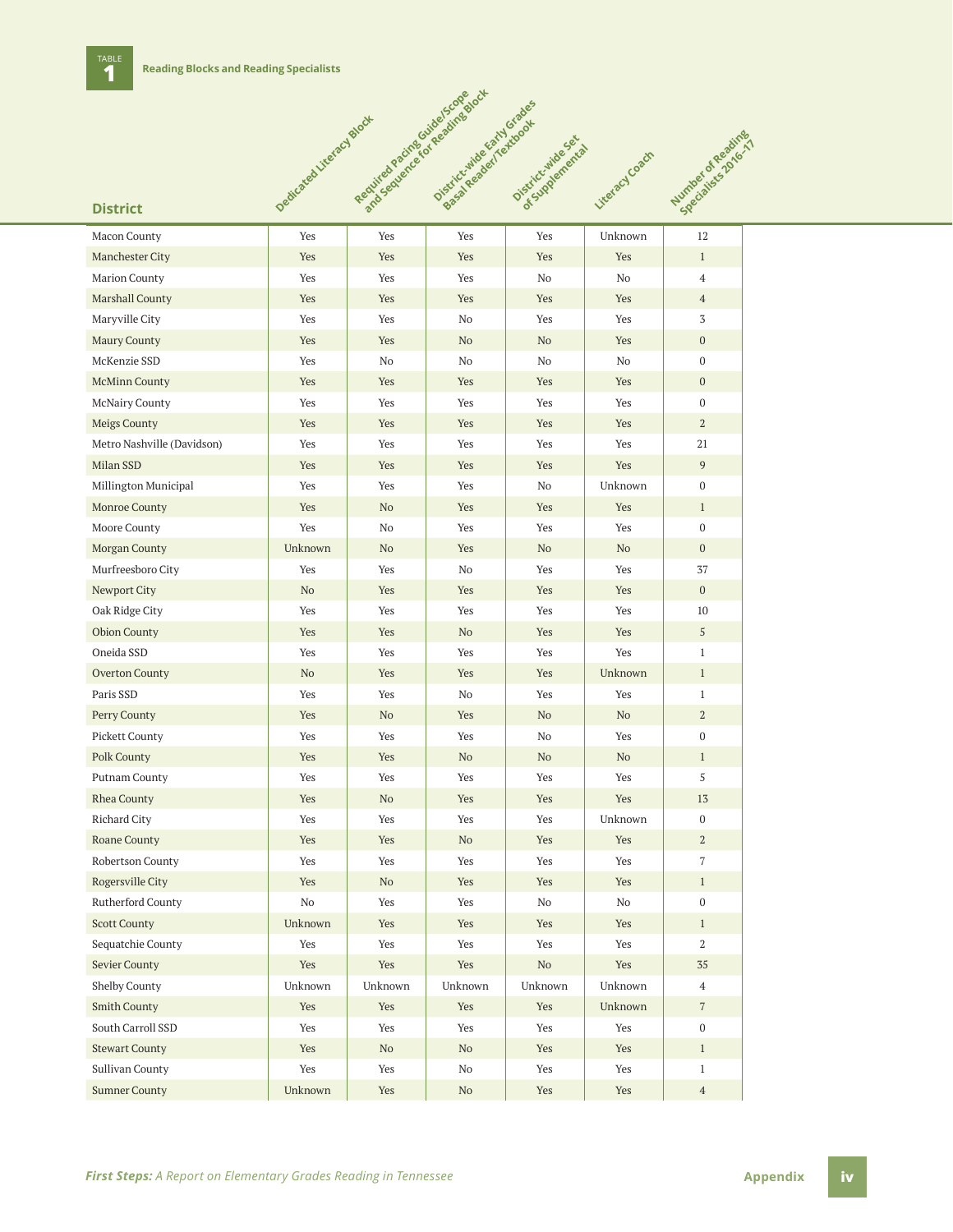**TABLE 1** Reading Blocks and Reading Specialists

| District | Dedicated Literacy Block | Required Pacing Guide/Scope and Sequence for Reading Block | District-wide Early Grades Basal Reader/Textbook | District-wide Set of Supplemental | Literacy Coach | Number of Reading Specialists 2016-17 |
|---|---|---|---|---|---|---|
| Macon County | Yes | Yes | Yes | Yes | Unknown | 12 |
| Manchester City | Yes | Yes | Yes | Yes | Yes | 1 |
| Marion County | Yes | Yes | Yes | No | No | 4 |
| Marshall County | Yes | Yes | Yes | Yes | Yes | 4 |
| Maryville City | Yes | Yes | No | Yes | Yes | 3 |
| Maury County | Yes | Yes | No | No | Yes | 0 |
| McKenzie SSD | Yes | No | No | No | No | 0 |
| McMinn County | Yes | Yes | Yes | Yes | Yes | 0 |
| McNairy County | Yes | Yes | Yes | Yes | Yes | 0 |
| Meigs County | Yes | Yes | Yes | Yes | Yes | 2 |
| Metro Nashville (Davidson) | Yes | Yes | Yes | Yes | Yes | 21 |
| Milan SSD | Yes | Yes | Yes | Yes | Yes | 9 |
| Millington Municipal | Yes | Yes | Yes | No | Unknown | 0 |
| Monroe County | Yes | No | Yes | Yes | Yes | 1 |
| Moore County | Yes | No | Yes | Yes | Yes | 0 |
| Morgan County | Unknown | No | Yes | No | No | 0 |
| Murfreesboro City | Yes | Yes | No | Yes | Yes | 37 |
| Newport City | No | Yes | Yes | Yes | Yes | 0 |
| Oak Ridge City | Yes | Yes | Yes | Yes | Yes | 10 |
| Obion County | Yes | Yes | No | Yes | Yes | 5 |
| Oneida SSD | Yes | Yes | Yes | Yes | Yes | 1 |
| Overton County | No | Yes | Yes | Yes | Unknown | 1 |
| Paris SSD | Yes | Yes | No | Yes | Yes | 1 |
| Perry County | Yes | No | Yes | No | No | 2 |
| Pickett County | Yes | Yes | Yes | No | Yes | 0 |
| Polk County | Yes | Yes | No | No | No | 1 |
| Putnam County | Yes | Yes | Yes | Yes | Yes | 5 |
| Rhea County | Yes | No | Yes | Yes | Yes | 13 |
| Richard City | Yes | Yes | Yes | Yes | Unknown | 0 |
| Roane County | Yes | Yes | No | Yes | Yes | 2 |
| Robertson County | Yes | Yes | Yes | Yes | Yes | 7 |
| Rogersville City | Yes | No | Yes | Yes | Yes | 1 |
| Rutherford County | No | Yes | Yes | No | No | 0 |
| Scott County | Unknown | Yes | Yes | Yes | Yes | 1 |
| Sequatchie County | Yes | Yes | Yes | Yes | Yes | 2 |
| Sevier County | Yes | Yes | Yes | No | Yes | 35 |
| Shelby County | Unknown | Unknown | Unknown | Unknown | Unknown | 4 |
| Smith County | Yes | Yes | Yes | Yes | Unknown | 7 |
| South Carroll SSD | Yes | Yes | Yes | Yes | Yes | 0 |
| Stewart County | Yes | No | No | Yes | Yes | 1 |
| Sullivan County | Yes | Yes | No | Yes | Yes | 1 |
| Sumner County | Unknown | Yes | No | Yes | Yes | 4 |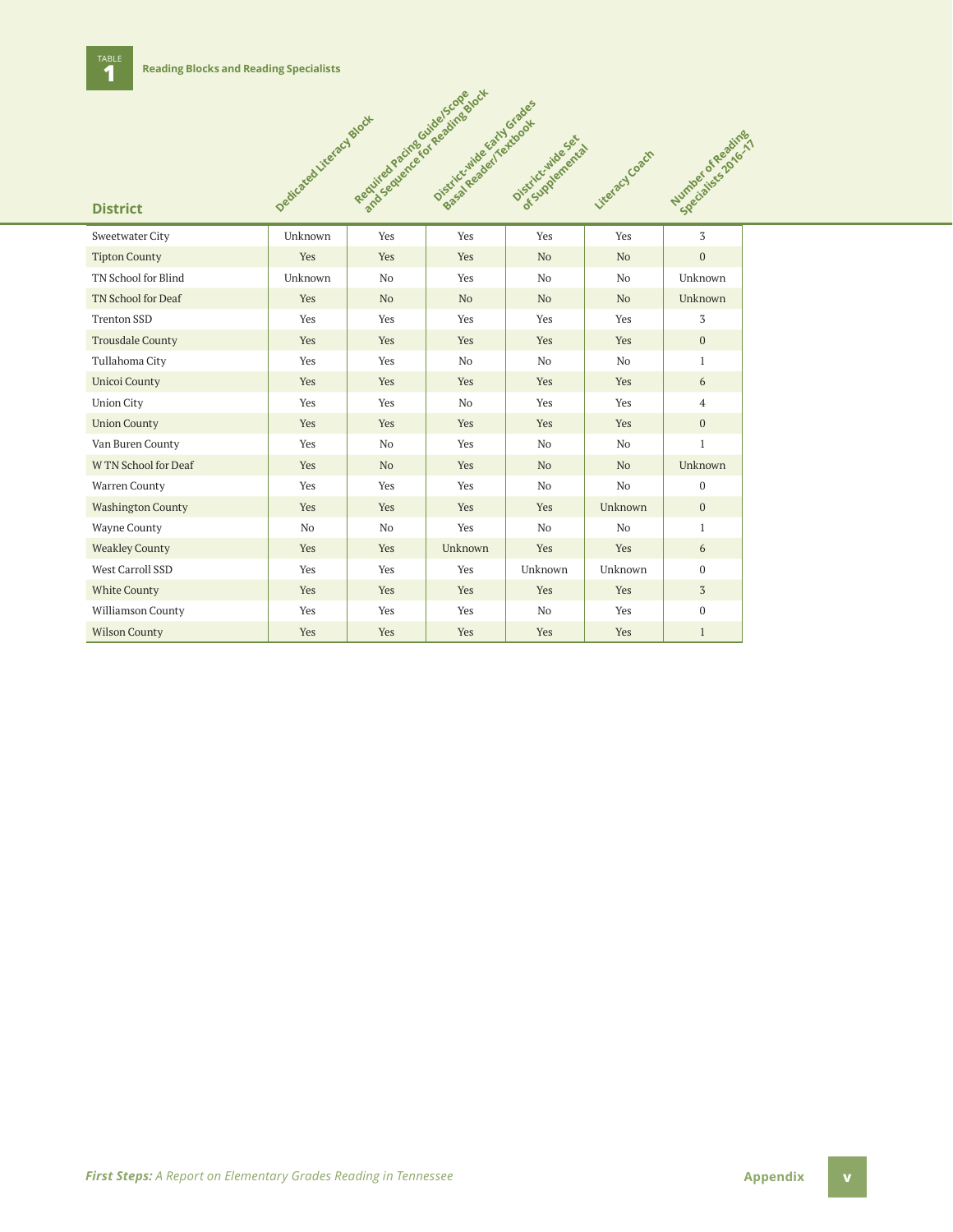**TABLE 1** Reading Blocks and Reading Specialists

| District | Dedicated Literacy Block | Required Pacing Guide/Scope and Sequence for Reading Block | District-wide Early Grades Basal Reader/Textbook | District-wide Set of Supplemental | Literacy Coach | Number of Reading Specialists 2016-17 |
|---|---|---|---|---|---|---|
| Sweetwater City | Unknown | Yes | Yes | Yes | Yes | 3 |
| Tipton County | Yes | Yes | Yes | No | No | 0 |
| TN School for Blind | Unknown | No | Yes | No | No | Unknown |
| TN School for Deaf | Yes | No | No | No | No | Unknown |
| Trenton SSD | Yes | Yes | Yes | Yes | Yes | 3 |
| Trousdale County | Yes | Yes | Yes | Yes | Yes | 0 |
| Tullahoma City | Yes | Yes | No | No | No | 1 |
| Unicoi County | Yes | Yes | Yes | Yes | Yes | 6 |
| Union City | Yes | Yes | No | Yes | Yes | 4 |
| Union County | Yes | Yes | Yes | Yes | Yes | 0 |
| Van Buren County | Yes | No | Yes | No | No | 1 |
| W TN School for Deaf | Yes | No | Yes | No | No | Unknown |
| Warren County | Yes | Yes | Yes | No | No | 0 |
| Washington County | Yes | Yes | Yes | Yes | Unknown | 0 |
| Wayne County | No | No | Yes | No | No | 1 |
| Weakley County | Yes | Yes | Unknown | Yes | Yes | 6 |
| West Carroll SSD | Yes | Yes | Yes | Unknown | Unknown | 0 |
| White County | Yes | Yes | Yes | Yes | Yes | 3 |
| Williamson County | Yes | Yes | Yes | No | Yes | 0 |
| Wilson County | Yes | Yes | Yes | Yes | Yes | 1 |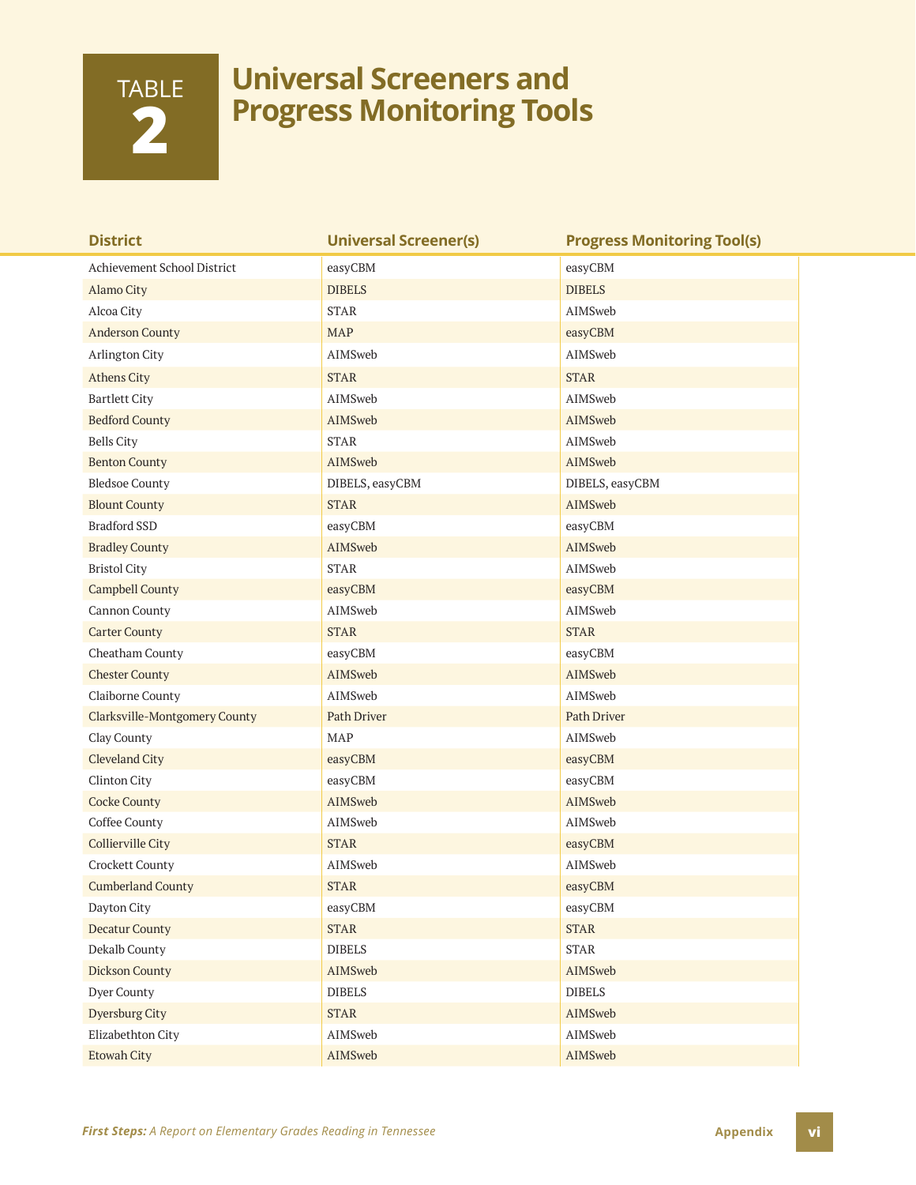# TABLE 2 Universal Screeners and Progress Monitoring Tools

| District | Universal Screener(s) | Progress Monitoring Tool(s) |
|---|---|---|
| Achievement School District | easyCBM | easyCBM |
| Alamo City | DIBELS | DIBELS |
| Alcoa City | STAR | AIMSweb |
| Anderson County | MAP | easyCBM |
| Arlington City | AIMSweb | AIMSweb |
| Athens City | STAR | STAR |
| Bartlett City | AIMSweb | AIMSweb |
| Bedford County | AIMSweb | AIMSweb |
| Bells City | STAR | AIMSweb |
| Benton County | AIMSweb | AIMSweb |
| Bledsoe County | DIBELS, easyCBM | DIBELS, easyCBM |
| Blount County | STAR | AIMSweb |
| Bradford SSD | easyCBM | easyCBM |
| Bradley County | AIMSweb | AIMSweb |
| Bristol City | STAR | AIMSweb |
| Campbell County | easyCBM | easyCBM |
| Cannon County | AIMSweb | AIMSweb |
| Carter County | STAR | STAR |
| Cheatham County | easyCBM | easyCBM |
| Chester County | AIMSweb | AIMSweb |
| Claiborne County | AIMSweb | AIMSweb |
| Clarksville-Montgomery County | Path Driver | Path Driver |
| Clay County | MAP | AIMSweb |
| Cleveland City | easyCBM | easyCBM |
| Clinton City | easyCBM | easyCBM |
| Cocke County | AIMSweb | AIMSweb |
| Coffee County | AIMSweb | AIMSweb |
| Collierville City | STAR | easyCBM |
| Crockett County | AIMSweb | AIMSweb |
| Cumberland County | STAR | easyCBM |
| Dayton City | easyCBM | easyCBM |
| Decatur County | STAR | STAR |
| Dekalb County | DIBELS | STAR |
| Dickson County | AIMSweb | AIMSweb |
| Dyer County | DIBELS | DIBELS |
| Dyersburg City | STAR | AIMSweb |
| Elizabethton City | AIMSweb | AIMSweb |
| Etowah City | AIMSweb | AIMSweb |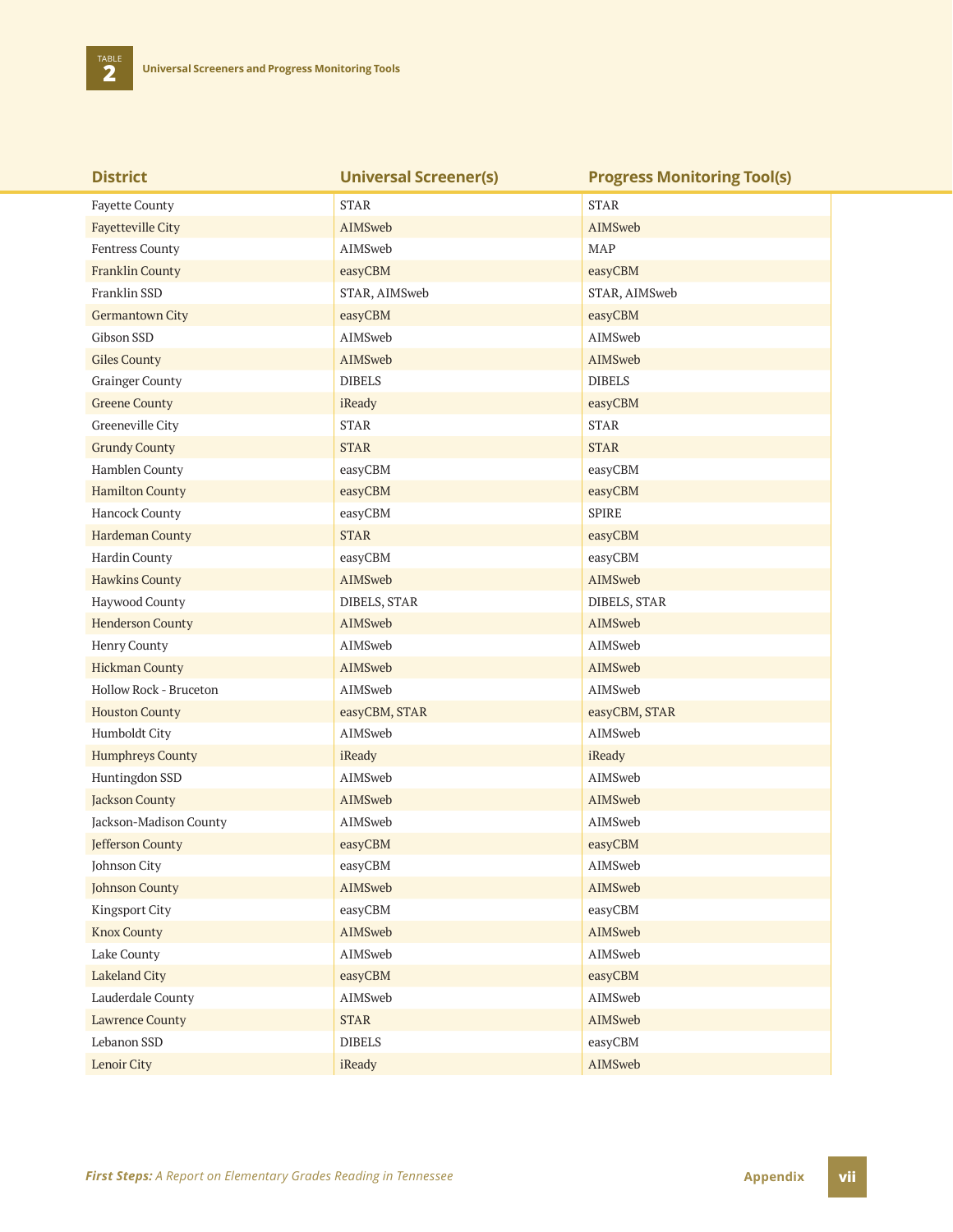TABLE 2 Universal Screeners and Progress Monitoring Tools

| District | Universal Screener(s) | Progress Monitoring Tool(s) |
|---|---|---|
| Fayette County | STAR | STAR |
| Fayetteville City | AIMSweb | AIMSweb |
| Fentress County | AIMSweb | MAP |
| Franklin County | easyCBM | easyCBM |
| Franklin SSD | STAR, AIMSweb | STAR, AIMSweb |
| Germantown City | easyCBM | easyCBM |
| Gibson SSD | AIMSweb | AIMSweb |
| Giles County | AIMSweb | AIMSweb |
| Grainger County | DIBELS | DIBELS |
| Greene County | iReady | easyCBM |
| Greeneville City | STAR | STAR |
| Grundy County | STAR | STAR |
| Hamblen County | easyCBM | easyCBM |
| Hamilton County | easyCBM | easyCBM |
| Hancock County | easyCBM | SPIRE |
| Hardeman County | STAR | easyCBM |
| Hardin County | easyCBM | easyCBM |
| Hawkins County | AIMSweb | AIMSweb |
| Haywood County | DIBELS, STAR | DIBELS, STAR |
| Henderson County | AIMSweb | AIMSweb |
| Henry County | AIMSweb | AIMSweb |
| Hickman County | AIMSweb | AIMSweb |
| Hollow Rock - Bruceton | AIMSweb | AIMSweb |
| Houston County | easyCBM, STAR | easyCBM, STAR |
| Humboldt City | AIMSweb | AIMSweb |
| Humphreys County | iReady | iReady |
| Huntingdon SSD | AIMSweb | AIMSweb |
| Jackson County | AIMSweb | AIMSweb |
| Jackson-Madison County | AIMSweb | AIMSweb |
| Jefferson County | easyCBM | easyCBM |
| Johnson City | easyCBM | AIMSweb |
| Johnson County | AIMSweb | AIMSweb |
| Kingsport City | easyCBM | easyCBM |
| Knox County | AIMSweb | AIMSweb |
| Lake County | AIMSweb | AIMSweb |
| Lakeland City | easyCBM | easyCBM |
| Lauderdale County | AIMSweb | AIMSweb |
| Lawrence County | STAR | AIMSweb |
| Lebanon SSD | DIBELS | easyCBM |
| Lenoir City | iReady | AIMSweb |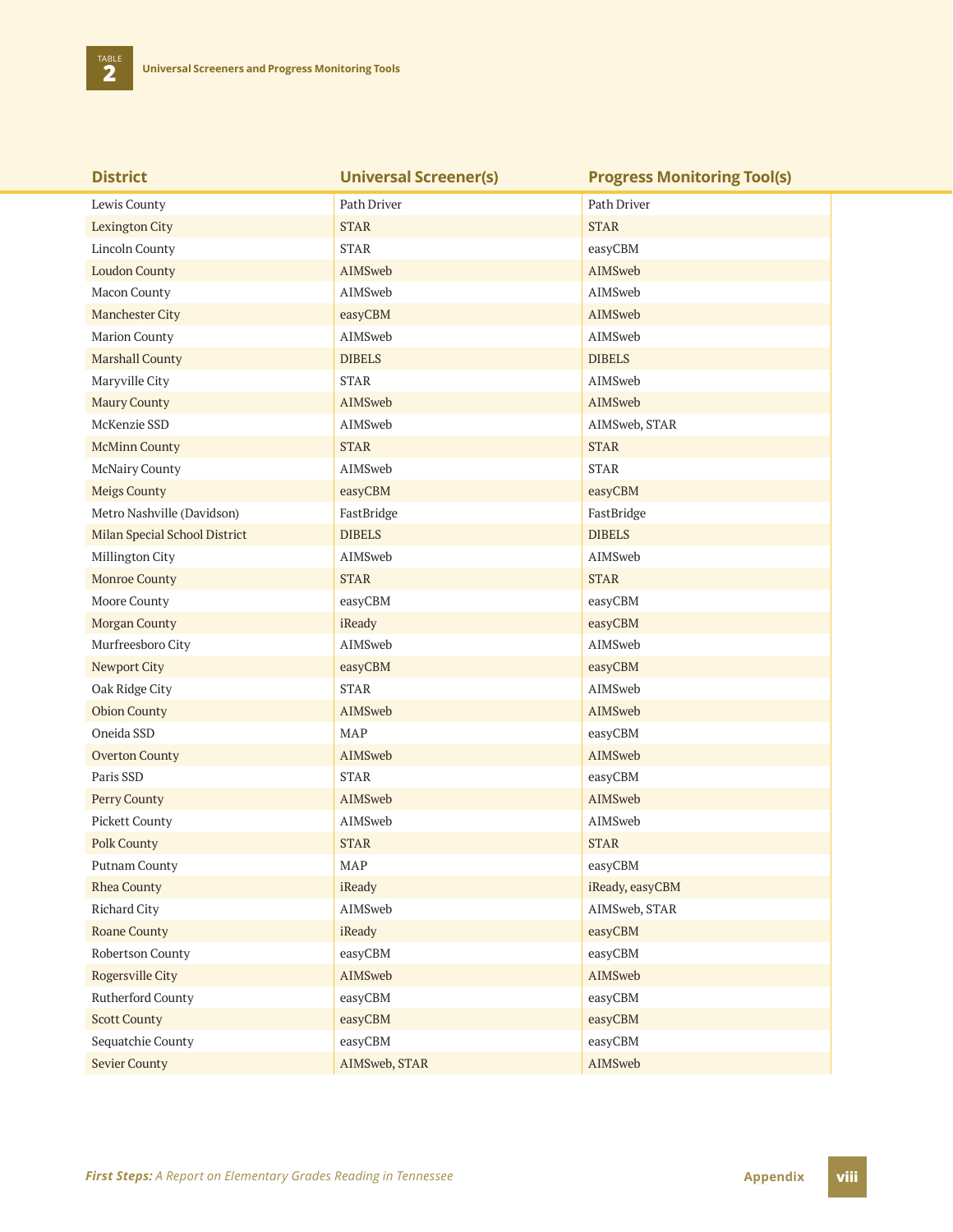**TABLE 2** Universal Screeners and Progress Monitoring Tools

| District | Universal Screener(s) | Progress Monitoring Tool(s) |
|---|---|---|
| Lewis County | Path Driver | Path Driver |
| Lexington City | STAR | STAR |
| Lincoln County | STAR | easyCBM |
| Loudon County | AIMSweb | AIMSweb |
| Macon County | AIMSweb | AIMSweb |
| Manchester City | easyCBM | AIMSweb |
| Marion County | AIMSweb | AIMSweb |
| Marshall County | DIBELS | DIBELS |
| Maryville City | STAR | AIMSweb |
| Maury County | AIMSweb | AIMSweb |
| McKenzie SSD | AIMSweb | AIMSweb, STAR |
| McMinn County | STAR | STAR |
| McNairy County | AIMSweb | STAR |
| Meigs County | easyCBM | easyCBM |
| Metro Nashville (Davidson) | FastBridge | FastBridge |
| Milan Special School District | DIBELS | DIBELS |
| Millington City | AIMSweb | AIMSweb |
| Monroe County | STAR | STAR |
| Moore County | easyCBM | easyCBM |
| Morgan County | iReady | easyCBM |
| Murfreesboro City | AIMSweb | AIMSweb |
| Newport City | easyCBM | easyCBM |
| Oak Ridge City | STAR | AIMSweb |
| Obion County | AIMSweb | AIMSweb |
| Oneida SSD | MAP | easyCBM |
| Overton County | AIMSweb | AIMSweb |
| Paris SSD | STAR | easyCBM |
| Perry County | AIMSweb | AIMSweb |
| Pickett County | AIMSweb | AIMSweb |
| Polk County | STAR | STAR |
| Putnam County | MAP | easyCBM |
| Rhea County | iReady | iReady, easyCBM |
| Richard City | AIMSweb | AIMSweb, STAR |
| Roane County | iReady | easyCBM |
| Robertson County | easyCBM | easyCBM |
| Rogersville City | AIMSweb | AIMSweb |
| Rutherford County | easyCBM | easyCBM |
| Scott County | easyCBM | easyCBM |
| Sequatchie County | easyCBM | easyCBM |
| Sevier County | AIMSweb, STAR | AIMSweb |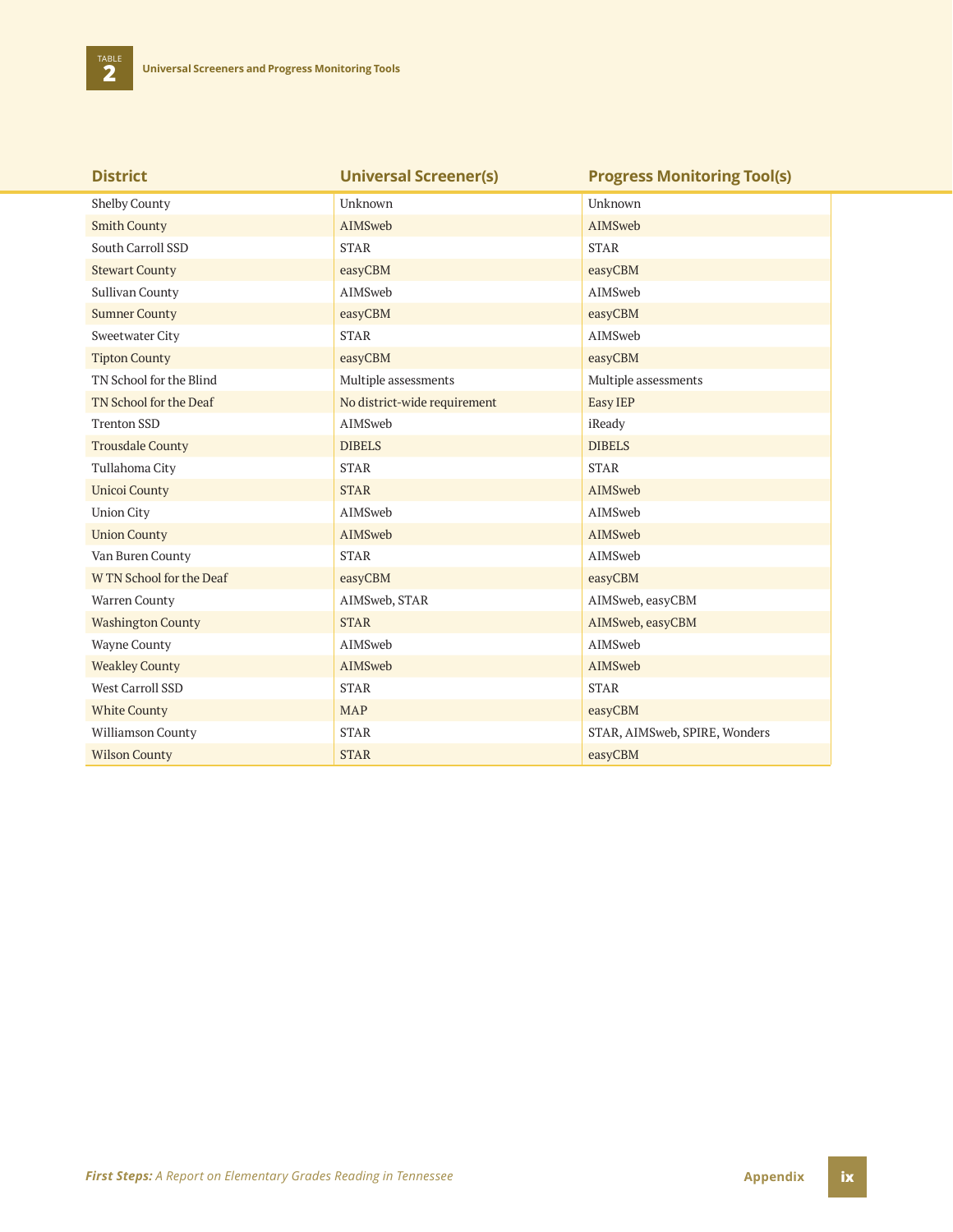**TABLE 2** Universal Screeners and Progress Monitoring Tools

| District | Universal Screener(s) | Progress Monitoring Tool(s) |
|---|---|---|
| Shelby County | Unknown | Unknown |
| Smith County | AIMSweb | AIMSweb |
| South Carroll SSD | STAR | STAR |
| Stewart County | easyCBM | easyCBM |
| Sullivan County | AIMSweb | AIMSweb |
| Sumner County | easyCBM | easyCBM |
| Sweetwater City | STAR | AIMSweb |
| Tipton County | easyCBM | easyCBM |
| TN School for the Blind | Multiple assessments | Multiple assessments |
| TN School for the Deaf | No district-wide requirement | Easy IEP |
| Trenton SSD | AIMSweb | iReady |
| Trousdale County | DIBELS | DIBELS |
| Tullahoma City | STAR | STAR |
| Unicoi County | STAR | AIMSweb |
| Union City | AIMSweb | AIMSweb |
| Union County | AIMSweb | AIMSweb |
| Van Buren County | STAR | AIMSweb |
| W TN School for the Deaf | easyCBM | easyCBM |
| Warren County | AIMSweb, STAR | AIMSweb, easyCBM |
| Washington County | STAR | AIMSweb, easyCBM |
| Wayne County | AIMSweb | AIMSweb |
| Weakley County | AIMSweb | AIMSweb |
| West Carroll SSD | STAR | STAR |
| White County | MAP | easyCBM |
| Williamson County | STAR | STAR, AIMSweb, SPIRE, Wonders |
| Wilson County | STAR | easyCBM |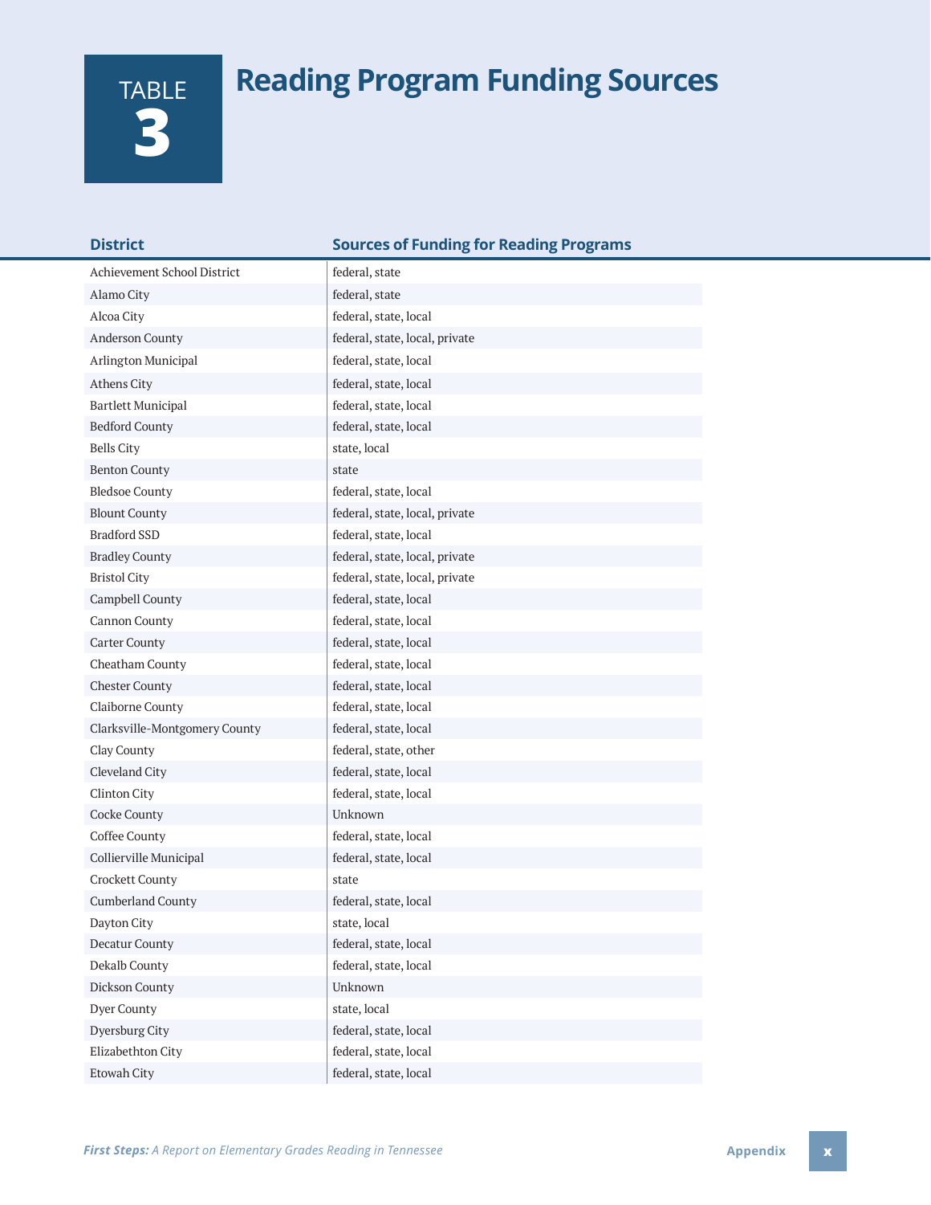# TABLE 3 Reading Program Funding Sources

| District | Sources of Funding for Reading Programs |
|---|---|
| Achievement School District | federal, state |
| Alamo City | federal, state |
| Alcoa City | federal, state, local |
| Anderson County | federal, state, local, private |
| Arlington Municipal | federal, state, local |
| Athens City | federal, state, local |
| Bartlett Municipal | federal, state, local |
| Bedford County | federal, state, local |
| Bells City | state, local |
| Benton County | state |
| Bledsoe County | federal, state, local |
| Blount County | federal, state, local, private |
| Bradford SSD | federal, state, local |
| Bradley County | federal, state, local, private |
| Bristol City | federal, state, local, private |
| Campbell County | federal, state, local |
| Cannon County | federal, state, local |
| Carter County | federal, state, local |
| Cheatham County | federal, state, local |
| Chester County | federal, state, local |
| Claiborne County | federal, state, local |
| Clarksville-Montgomery County | federal, state, local |
| Clay County | federal, state, other |
| Cleveland City | federal, state, local |
| Clinton City | federal, state, local |
| Cocke County | Unknown |
| Coffee County | federal, state, local |
| Collierville Municipal | federal, state, local |
| Crockett County | state |
| Cumberland County | federal, state, local |
| Dayton City | state, local |
| Decatur County | federal, state, local |
| Dekalb County | federal, state, local |
| Dickson County | Unknown |
| Dyer County | state, local |
| Dyersburg City | federal, state, local |
| Elizabethton City | federal, state, local |
| Etowah City | federal, state, local |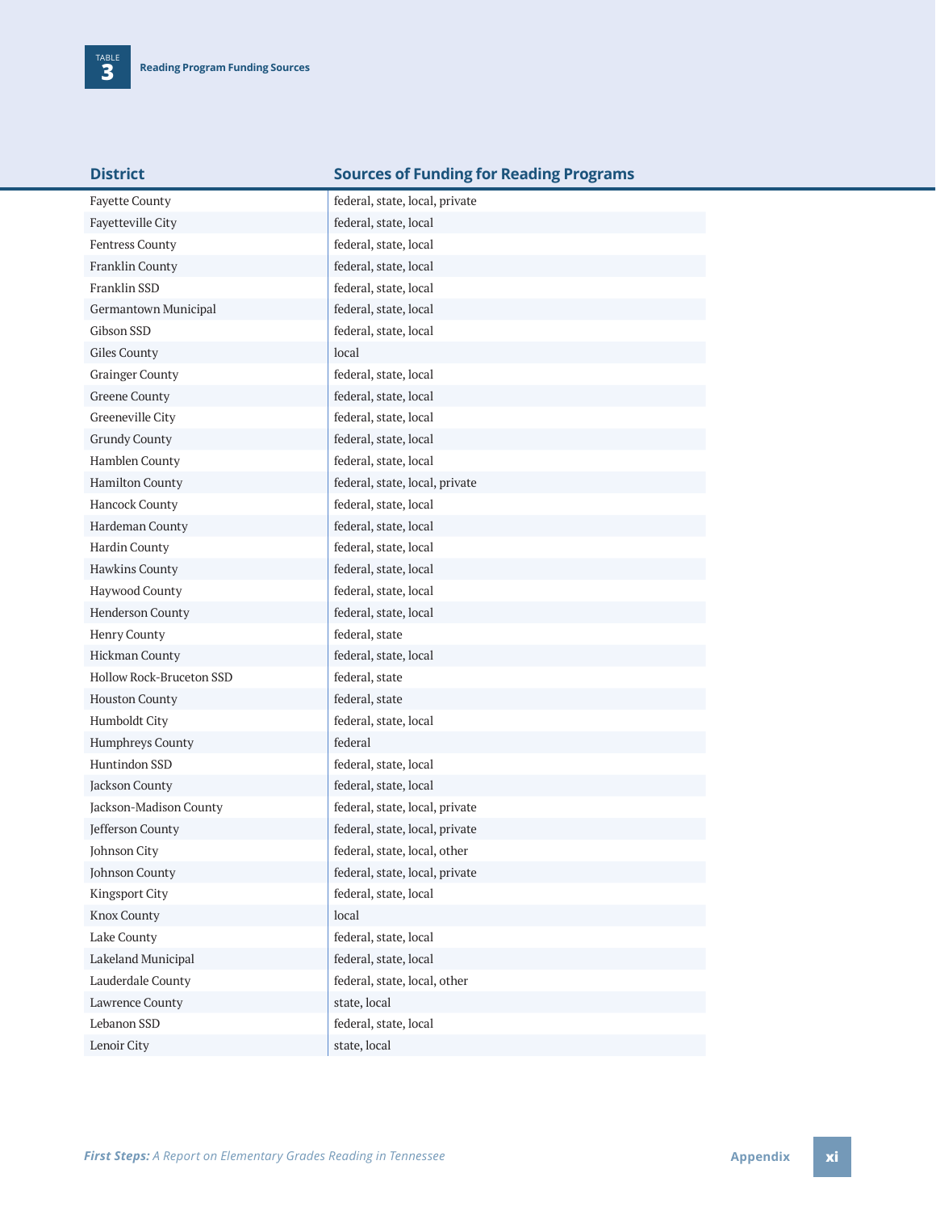**TABLE 3** Reading Program Funding Sources

| District | Sources of Funding for Reading Programs |
| --- | --- |
| Fayette County | federal, state, local, private |
| Fayetteville City | federal, state, local |
| Fentress County | federal, state, local |
| Franklin County | federal, state, local |
| Franklin SSD | federal, state, local |
| Germantown Municipal | federal, state, local |
| Gibson SSD | federal, state, local |
| Giles County | local |
| Grainger County | federal, state, local |
| Greene County | federal, state, local |
| Greeneville City | federal, state, local |
| Grundy County | federal, state, local |
| Hamblen County | federal, state, local |
| Hamilton County | federal, state, local, private |
| Hancock County | federal, state, local |
| Hardeman County | federal, state, local |
| Hardin County | federal, state, local |
| Hawkins County | federal, state, local |
| Haywood County | federal, state, local |
| Henderson County | federal, state, local |
| Henry County | federal, state |
| Hickman County | federal, state, local |
| Hollow Rock-Bruceton SSD | federal, state |
| Houston County | federal, state |
| Humboldt City | federal, state, local |
| Humphreys County | federal |
| Huntindon SSD | federal, state, local |
| Jackson County | federal, state, local |
| Jackson-Madison County | federal, state, local, private |
| Jefferson County | federal, state, local, private |
| Johnson City | federal, state, local, other |
| Johnson County | federal, state, local, private |
| Kingsport City | federal, state, local |
| Knox County | local |
| Lake County | federal, state, local |
| Lakeland Municipal | federal, state, local |
| Lauderdale County | federal, state, local, other |
| Lawrence County | state, local |
| Lebanon SSD | federal, state, local |
| Lenoir City | state, local |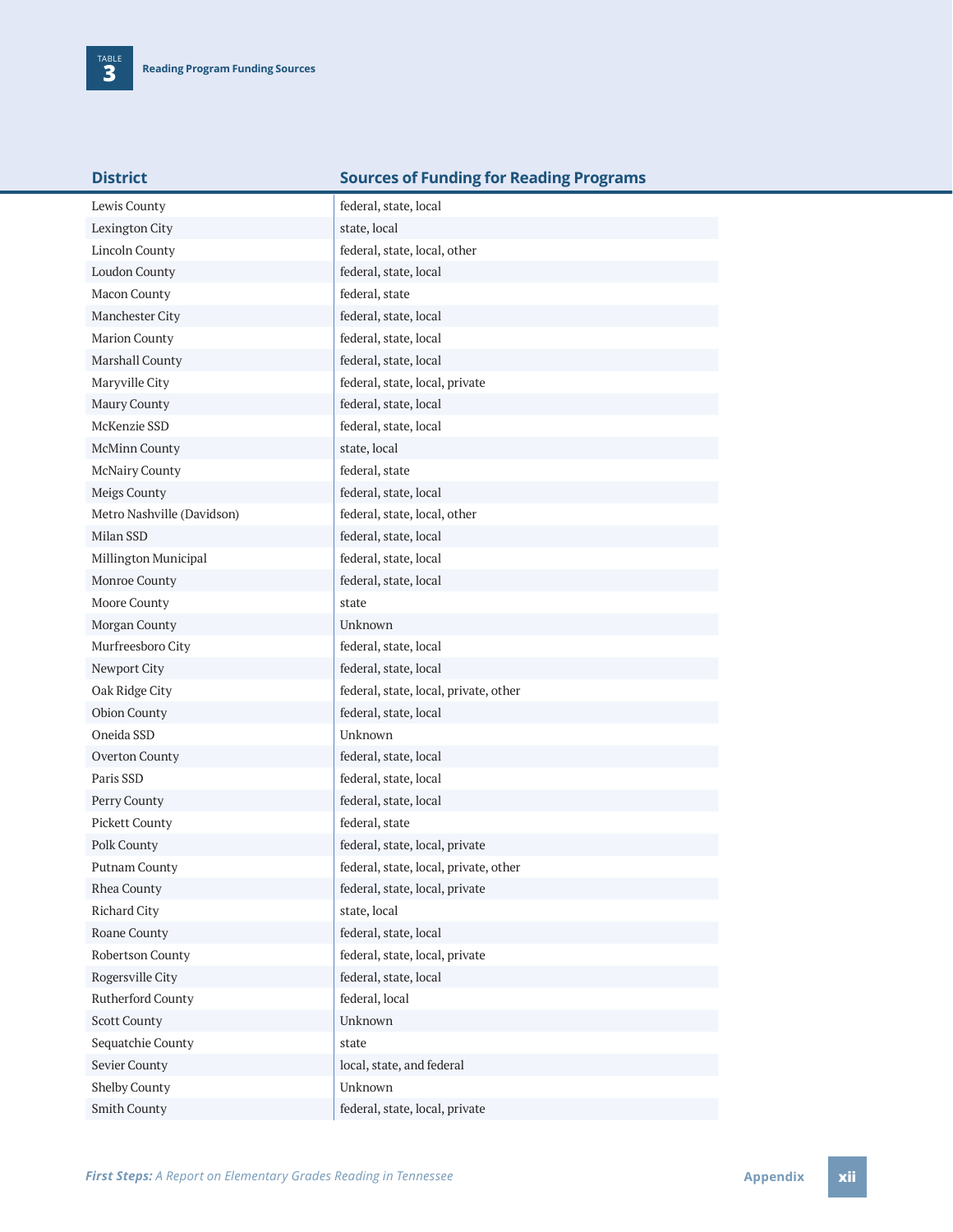**TABLE 3** Reading Program Funding Sources

| District | Sources of Funding for Reading Programs |
|---|---|
| Lewis County | federal, state, local |
| Lexington City | state, local |
| Lincoln County | federal, state, local, other |
| Loudon County | federal, state, local |
| Macon County | federal, state |
| Manchester City | federal, state, local |
| Marion County | federal, state, local |
| Marshall County | federal, state, local |
| Maryville City | federal, state, local, private |
| Maury County | federal, state, local |
| McKenzie SSD | federal, state, local |
| McMinn County | state, local |
| McNairy County | federal, state |
| Meigs County | federal, state, local |
| Metro Nashville (Davidson) | federal, state, local, other |
| Milan SSD | federal, state, local |
| Millington Municipal | federal, state, local |
| Monroe County | federal, state, local |
| Moore County | state |
| Morgan County | Unknown |
| Murfreesboro City | federal, state, local |
| Newport City | federal, state, local |
| Oak Ridge City | federal, state, local, private, other |
| Obion County | federal, state, local |
| Oneida SSD | Unknown |
| Overton County | federal, state, local |
| Paris SSD | federal, state, local |
| Perry County | federal, state, local |
| Pickett County | federal, state |
| Polk County | federal, state, local, private |
| Putnam County | federal, state, local, private, other |
| Rhea County | federal, state, local, private |
| Richard City | state, local |
| Roane County | federal, state, local |
| Robertson County | federal, state, local, private |
| Rogersville City | federal, state, local |
| Rutherford County | federal, local |
| Scott County | Unknown |
| Sequatchie County | state |
| Sevier County | local, state, and federal |
| Shelby County | Unknown |
| Smith County | federal, state, local, private |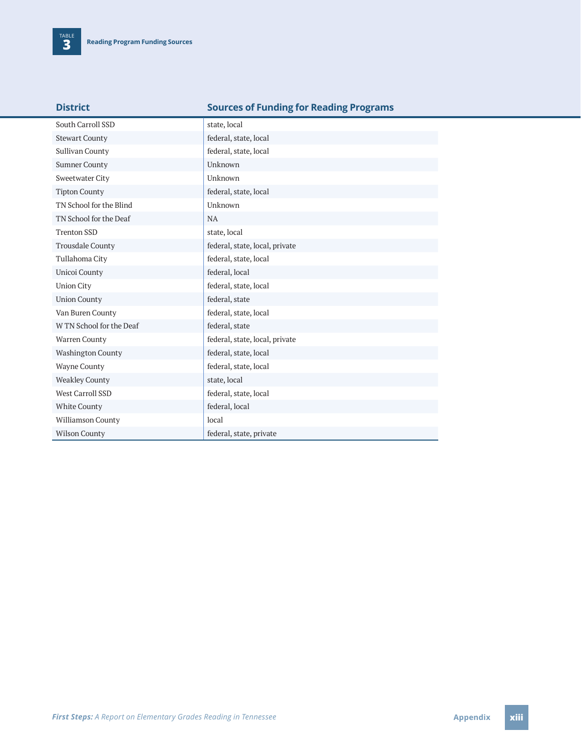**TABLE 3** Reading Program Funding Sources

| District | Sources of Funding for Reading Programs |
| --- | --- |
| South Carroll SSD | state, local |
| Stewart County | federal, state, local |
| Sullivan County | federal, state, local |
| Sumner County | Unknown |
| Sweetwater City | Unknown |
| Tipton County | federal, state, local |
| TN School for the Blind | Unknown |
| TN School for the Deaf | NA |
| Trenton SSD | state, local |
| Trousdale County | federal, state, local, private |
| Tullahoma City | federal, state, local |
| Unicoi County | federal, local |
| Union City | federal, state, local |
| Union County | federal, state |
| Van Buren County | federal, state, local |
| W TN School for the Deaf | federal, state |
| Warren County | federal, state, local, private |
| Washington County | federal, state, local |
| Wayne County | federal, state, local |
| Weakley County | state, local |
| West Carroll SSD | federal, state, local |
| White County | federal, local |
| Williamson County | local |
| Wilson County | federal, state, private |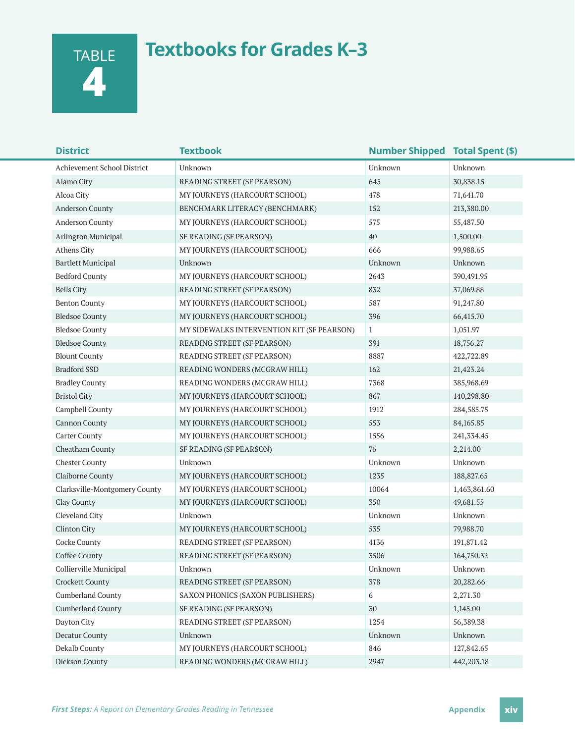# TABLE 4 Textbooks for Grades K–3

| District | Textbook | Number Shipped | Total Spent ($) |
|---|---|---|---|
| Achievement School District | Unknown | Unknown | Unknown |
| Alamo City | READING STREET (SF PEARSON) | 645 | 30,838.15 |
| Alcoa City | MY JOURNEYS (HARCOURT SCHOOL) | 478 | 71,641.70 |
| Anderson County | BENCHMARK LITERACY (BENCHMARK) | 152 | 213,380.00 |
| Anderson County | MY JOURNEYS (HARCOURT SCHOOL) | 575 | 55,487.50 |
| Arlington Municipal | SF READING (SF PEARSON) | 40 | 1,500.00 |
| Athens City | MY JOURNEYS (HARCOURT SCHOOL) | 666 | 99,988.65 |
| Bartlett Municipal | Unknown | Unknown | Unknown |
| Bedford County | MY JOURNEYS (HARCOURT SCHOOL) | 2643 | 390,491.95 |
| Bells City | READING STREET (SF PEARSON) | 832 | 37,069.88 |
| Benton County | MY JOURNEYS (HARCOURT SCHOOL) | 587 | 91,247.80 |
| Bledsoe County | MY JOURNEYS (HARCOURT SCHOOL) | 396 | 66,415.70 |
| Bledsoe County | MY SIDEWALKS INTERVENTION KIT (SF PEARSON) | 1 | 1,051.97 |
| Bledsoe County | READING STREET (SF PEARSON) | 391 | 18,756.27 |
| Blount County | READING STREET (SF PEARSON) | 8887 | 422,722.89 |
| Bradford SSD | READING WONDERS (MCGRAW HILL) | 162 | 21,423.24 |
| Bradley County | READING WONDERS (MCGRAW HILL) | 7368 | 385,968.69 |
| Bristol City | MY JOURNEYS (HARCOURT SCHOOL) | 867 | 140,298.80 |
| Campbell County | MY JOURNEYS (HARCOURT SCHOOL) | 1912 | 284,585.75 |
| Cannon County | MY JOURNEYS (HARCOURT SCHOOL) | 553 | 84,165.85 |
| Carter County | MY JOURNEYS (HARCOURT SCHOOL) | 1556 | 241,334.45 |
| Cheatham County | SF READING (SF PEARSON) | 76 | 2,214.00 |
| Chester County | Unknown | Unknown | Unknown |
| Claiborne County | MY JOURNEYS (HARCOURT SCHOOL) | 1235 | 188,827.65 |
| Clarksville-Montgomery County | MY JOURNEYS (HARCOURT SCHOOL) | 10064 | 1,463,861.60 |
| Clay County | MY JOURNEYS (HARCOURT SCHOOL) | 350 | 49,681.55 |
| Cleveland City | Unknown | Unknown | Unknown |
| Clinton City | MY JOURNEYS (HARCOURT SCHOOL) | 535 | 79,988.70 |
| Cocke County | READING STREET (SF PEARSON) | 4136 | 191,871.42 |
| Coffee County | READING STREET (SF PEARSON) | 3506 | 164,750.32 |
| Collierville Municipal | Unknown | Unknown | Unknown |
| Crockett County | READING STREET (SF PEARSON) | 378 | 20,282.66 |
| Cumberland County | SAXON PHONICS (SAXON PUBLISHERS) | 6 | 2,271.30 |
| Cumberland County | SF READING (SF PEARSON) | 30 | 1,145.00 |
| Dayton City | READING STREET (SF PEARSON) | 1254 | 56,389.38 |
| Decatur County | Unknown | Unknown | Unknown |
| Dekalb County | MY JOURNEYS (HARCOURT SCHOOL) | 846 | 127,842.65 |
| Dickson County | READING WONDERS (MCGRAW HILL) | 2947 | 442,203.18 |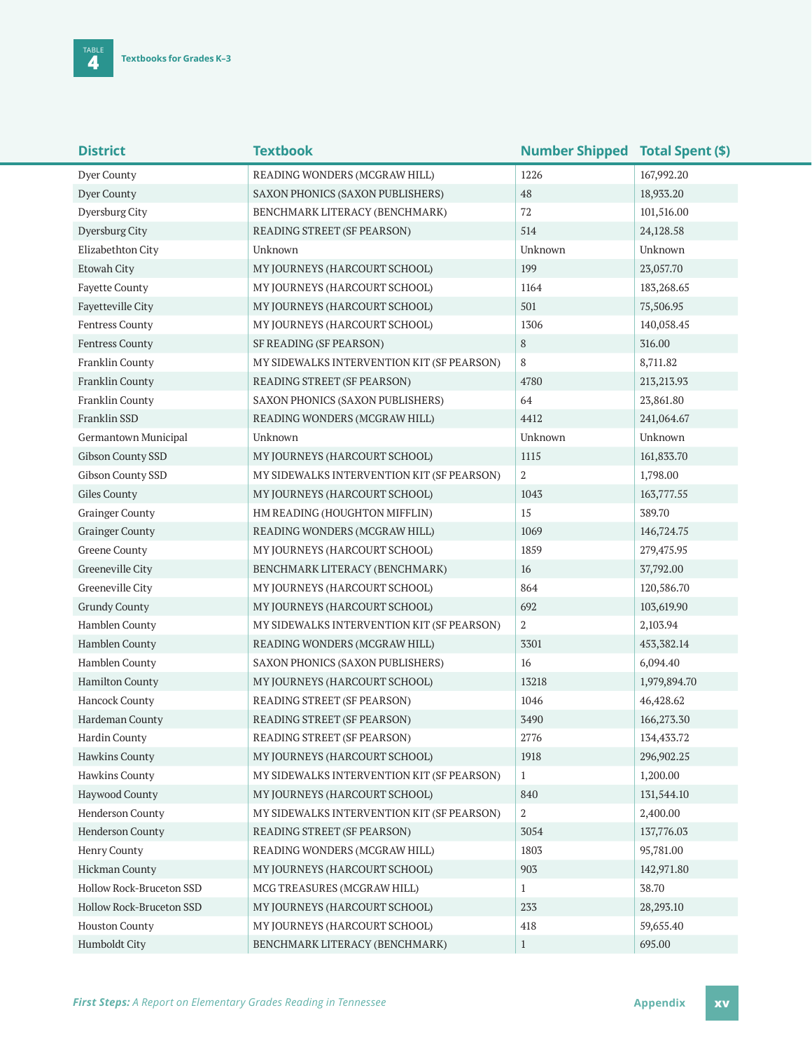TABLE 4 Textbooks for Grades K–3

| District | Textbook | Number Shipped | Total Spent ($) |
|---|---|---|---|
| Dyer County | READING WONDERS (MCGRAW HILL) | 1226 | 167,992.20 |
| Dyer County | SAXON PHONICS (SAXON PUBLISHERS) | 48 | 18,933.20 |
| Dyersburg City | BENCHMARK LITERACY (BENCHMARK) | 72 | 101,516.00 |
| Dyersburg City | READING STREET (SF PEARSON) | 514 | 24,128.58 |
| Elizabethton City | Unknown | Unknown | Unknown |
| Etowah City | MY JOURNEYS (HARCOURT SCHOOL) | 199 | 23,057.70 |
| Fayette County | MY JOURNEYS (HARCOURT SCHOOL) | 1164 | 183,268.65 |
| Fayetteville City | MY JOURNEYS (HARCOURT SCHOOL) | 501 | 75,506.95 |
| Fentress County | MY JOURNEYS (HARCOURT SCHOOL) | 1306 | 140,058.45 |
| Fentress County | SF READING (SF PEARSON) | 8 | 316.00 |
| Franklin County | MY SIDEWALKS INTERVENTION KIT (SF PEARSON) | 8 | 8,711.82 |
| Franklin County | READING STREET (SF PEARSON) | 4780 | 213,213.93 |
| Franklin County | SAXON PHONICS (SAXON PUBLISHERS) | 64 | 23,861.80 |
| Franklin SSD | READING WONDERS (MCGRAW HILL) | 4412 | 241,064.67 |
| Germantown Municipal | Unknown | Unknown | Unknown |
| Gibson County SSD | MY JOURNEYS (HARCOURT SCHOOL) | 1115 | 161,833.70 |
| Gibson County SSD | MY SIDEWALKS INTERVENTION KIT (SF PEARSON) | 2 | 1,798.00 |
| Giles County | MY JOURNEYS (HARCOURT SCHOOL) | 1043 | 163,777.55 |
| Grainger County | HM READING (HOUGHTON MIFFLIN) | 15 | 389.70 |
| Grainger County | READING WONDERS (MCGRAW HILL) | 1069 | 146,724.75 |
| Greene County | MY JOURNEYS (HARCOURT SCHOOL) | 1859 | 279,475.95 |
| Greeneville City | BENCHMARK LITERACY (BENCHMARK) | 16 | 37,792.00 |
| Greeneville City | MY JOURNEYS (HARCOURT SCHOOL) | 864 | 120,586.70 |
| Grundy County | MY JOURNEYS (HARCOURT SCHOOL) | 692 | 103,619.90 |
| Hamblen County | MY SIDEWALKS INTERVENTION KIT (SF PEARSON) | 2 | 2,103.94 |
| Hamblen County | READING WONDERS (MCGRAW HILL) | 3301 | 453,382.14 |
| Hamblen County | SAXON PHONICS (SAXON PUBLISHERS) | 16 | 6,094.40 |
| Hamilton County | MY JOURNEYS (HARCOURT SCHOOL) | 13218 | 1,979,894.70 |
| Hancock County | READING STREET (SF PEARSON) | 1046 | 46,428.62 |
| Hardeman County | READING STREET (SF PEARSON) | 3490 | 166,273.30 |
| Hardin County | READING STREET (SF PEARSON) | 2776 | 134,433.72 |
| Hawkins County | MY JOURNEYS (HARCOURT SCHOOL) | 1918 | 296,902.25 |
| Hawkins County | MY SIDEWALKS INTERVENTION KIT (SF PEARSON) | 1 | 1,200.00 |
| Haywood County | MY JOURNEYS (HARCOURT SCHOOL) | 840 | 131,544.10 |
| Henderson County | MY SIDEWALKS INTERVENTION KIT (SF PEARSON) | 2 | 2,400.00 |
| Henderson County | READING STREET (SF PEARSON) | 3054 | 137,776.03 |
| Henry County | READING WONDERS (MCGRAW HILL) | 1803 | 95,781.00 |
| Hickman County | MY JOURNEYS (HARCOURT SCHOOL) | 903 | 142,971.80 |
| Hollow Rock-Bruceton SSD | MCG TREASURES (MCGRAW HILL) | 1 | 38.70 |
| Hollow Rock-Bruceton SSD | MY JOURNEYS (HARCOURT SCHOOL) | 233 | 28,293.10 |
| Houston County | MY JOURNEYS (HARCOURT SCHOOL) | 418 | 59,655.40 |
| Humboldt City | BENCHMARK LITERACY (BENCHMARK) | 1 | 695.00 |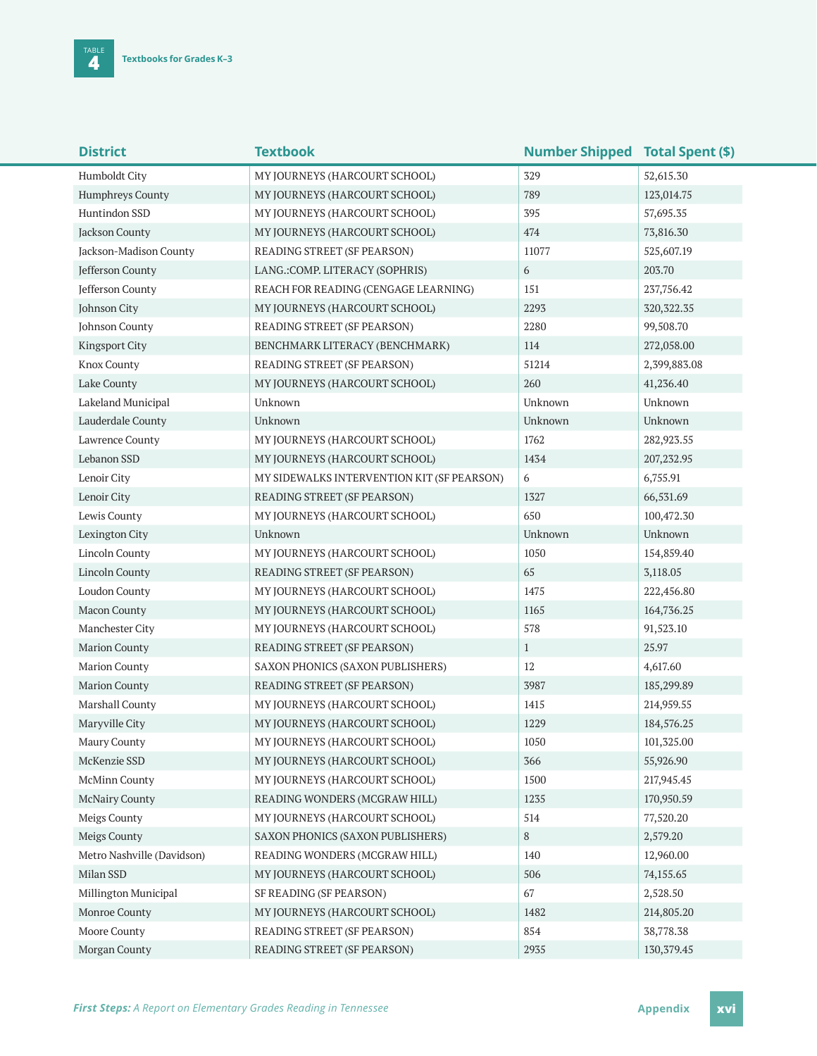TABLE 4 Textbooks for Grades K–3

| District | Textbook | Number Shipped | Total Spent ($) |
|---|---|---|---|
| Humboldt City | MY JOURNEYS (HARCOURT SCHOOL) | 329 | 52,615.30 |
| Humphreys County | MY JOURNEYS (HARCOURT SCHOOL) | 789 | 123,014.75 |
| Huntindon SSD | MY JOURNEYS (HARCOURT SCHOOL) | 395 | 57,695.35 |
| Jackson County | MY JOURNEYS (HARCOURT SCHOOL) | 474 | 73,816.30 |
| Jackson-Madison County | READING STREET (SF PEARSON) | 11077 | 525,607.19 |
| Jefferson County | LANG.:COMP. LITERACY (SOPHRIS) | 6 | 203.70 |
| Jefferson County | REACH FOR READING (CENGAGE LEARNING) | 151 | 237,756.42 |
| Johnson City | MY JOURNEYS (HARCOURT SCHOOL) | 2293 | 320,322.35 |
| Johnson County | READING STREET (SF PEARSON) | 2280 | 99,508.70 |
| Kingsport City | BENCHMARK LITERACY (BENCHMARK) | 114 | 272,058.00 |
| Knox County | READING STREET (SF PEARSON) | 51214 | 2,399,883.08 |
| Lake County | MY JOURNEYS (HARCOURT SCHOOL) | 260 | 41,236.40 |
| Lakeland Municipal | Unknown | Unknown | Unknown |
| Lauderdale County | Unknown | Unknown | Unknown |
| Lawrence County | MY JOURNEYS (HARCOURT SCHOOL) | 1762 | 282,923.55 |
| Lebanon SSD | MY JOURNEYS (HARCOURT SCHOOL) | 1434 | 207,232.95 |
| Lenoir City | MY SIDEWALKS INTERVENTION KIT (SF PEARSON) | 6 | 6,755.91 |
| Lenoir City | READING STREET (SF PEARSON) | 1327 | 66,531.69 |
| Lewis County | MY JOURNEYS (HARCOURT SCHOOL) | 650 | 100,472.30 |
| Lexington City | Unknown | Unknown | Unknown |
| Lincoln County | MY JOURNEYS (HARCOURT SCHOOL) | 1050 | 154,859.40 |
| Lincoln County | READING STREET (SF PEARSON) | 65 | 3,118.05 |
| Loudon County | MY JOURNEYS (HARCOURT SCHOOL) | 1475 | 222,456.80 |
| Macon County | MY JOURNEYS (HARCOURT SCHOOL) | 1165 | 164,736.25 |
| Manchester City | MY JOURNEYS (HARCOURT SCHOOL) | 578 | 91,523.10 |
| Marion County | READING STREET (SF PEARSON) | 1 | 25.97 |
| Marion County | SAXON PHONICS (SAXON PUBLISHERS) | 12 | 4,617.60 |
| Marion County | READING STREET (SF PEARSON) | 3987 | 185,299.89 |
| Marshall County | MY JOURNEYS (HARCOURT SCHOOL) | 1415 | 214,959.55 |
| Maryville City | MY JOURNEYS (HARCOURT SCHOOL) | 1229 | 184,576.25 |
| Maury County | MY JOURNEYS (HARCOURT SCHOOL) | 1050 | 101,325.00 |
| McKenzie SSD | MY JOURNEYS (HARCOURT SCHOOL) | 366 | 55,926.90 |
| McMinn County | MY JOURNEYS (HARCOURT SCHOOL) | 1500 | 217,945.45 |
| McNairy County | READING WONDERS (MCGRAW HILL) | 1235 | 170,950.59 |
| Meigs County | MY JOURNEYS (HARCOURT SCHOOL) | 514 | 77,520.20 |
| Meigs County | SAXON PHONICS (SAXON PUBLISHERS) | 8 | 2,579.20 |
| Metro Nashville (Davidson) | READING WONDERS (MCGRAW HILL) | 140 | 12,960.00 |
| Milan SSD | MY JOURNEYS (HARCOURT SCHOOL) | 506 | 74,155.65 |
| Millington Municipal | SF READING (SF PEARSON) | 67 | 2,528.50 |
| Monroe County | MY JOURNEYS (HARCOURT SCHOOL) | 1482 | 214,805.20 |
| Moore County | READING STREET (SF PEARSON) | 854 | 38,778.38 |
| Morgan County | READING STREET (SF PEARSON) | 2935 | 130,379.45 |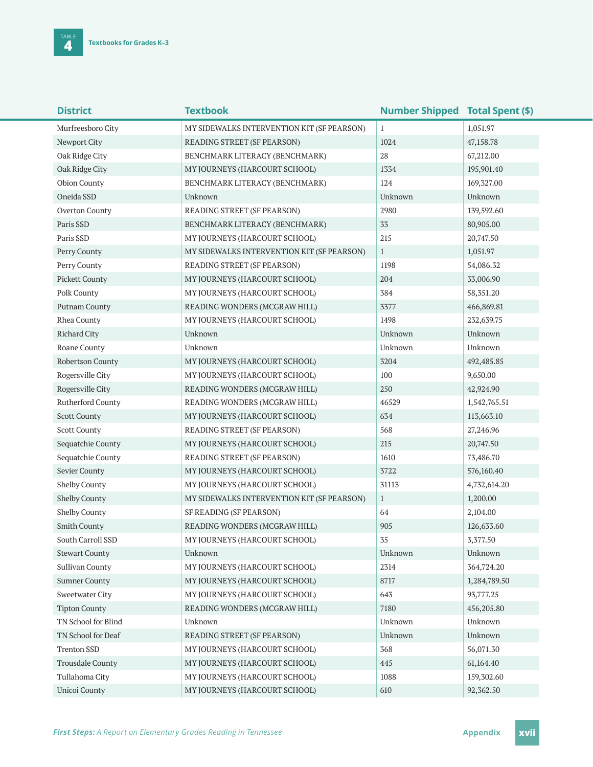TABLE 4 **Textbooks for Grades K–3**

| District | Textbook | Number Shipped | Total Spent ($) |
|---|---|---|---|
| Murfreesboro City | MY SIDEWALKS INTERVENTION KIT (SF PEARSON) | 1 | 1,051.97 |
| Newport City | READING STREET (SF PEARSON) | 1024 | 47,158.78 |
| Oak Ridge City | BENCHMARK LITERACY (BENCHMARK) | 28 | 67,212.00 |
| Oak Ridge City | MY JOURNEYS (HARCOURT SCHOOL) | 1334 | 195,901.40 |
| Obion County | BENCHMARK LITERACY (BENCHMARK) | 124 | 169,327.00 |
| Oneida SSD | Unknown | Unknown | Unknown |
| Overton County | READING STREET (SF PEARSON) | 2980 | 139,592.60 |
| Paris SSD | BENCHMARK LITERACY (BENCHMARK) | 33 | 80,905.00 |
| Paris SSD | MY JOURNEYS (HARCOURT SCHOOL) | 215 | 20,747.50 |
| Perry County | MY SIDEWALKS INTERVENTION KIT (SF PEARSON) | 1 | 1,051.97 |
| Perry County | READING STREET (SF PEARSON) | 1198 | 54,086.32 |
| Pickett County | MY JOURNEYS (HARCOURT SCHOOL) | 204 | 33,006.90 |
| Polk County | MY JOURNEYS (HARCOURT SCHOOL) | 384 | 58,351.20 |
| Putnam County | READING WONDERS (MCGRAW HILL) | 3377 | 466,869.81 |
| Rhea County | MY JOURNEYS (HARCOURT SCHOOL) | 1498 | 232,639.75 |
| Richard City | Unknown | Unknown | Unknown |
| Roane County | Unknown | Unknown | Unknown |
| Robertson County | MY JOURNEYS (HARCOURT SCHOOL) | 3204 | 492,485.85 |
| Rogersville City | MY JOURNEYS (HARCOURT SCHOOL) | 100 | 9,650.00 |
| Rogersville City | READING WONDERS (MCGRAW HILL) | 250 | 42,924.90 |
| Rutherford County | READING WONDERS (MCGRAW HILL) | 46529 | 1,542,765.51 |
| Scott County | MY JOURNEYS (HARCOURT SCHOOL) | 634 | 113,663.10 |
| Scott County | READING STREET (SF PEARSON) | 568 | 27,246.96 |
| Sequatchie County | MY JOURNEYS (HARCOURT SCHOOL) | 215 | 20,747.50 |
| Sequatchie County | READING STREET (SF PEARSON) | 1610 | 73,486.70 |
| Sevier County | MY JOURNEYS (HARCOURT SCHOOL) | 3722 | 576,160.40 |
| Shelby County | MY JOURNEYS (HARCOURT SCHOOL) | 31113 | 4,732,614.20 |
| Shelby County | MY SIDEWALKS INTERVENTION KIT (SF PEARSON) | 1 | 1,200.00 |
| Shelby County | SF READING (SF PEARSON) | 64 | 2,104.00 |
| Smith County | READING WONDERS (MCGRAW HILL) | 905 | 126,633.60 |
| South Carroll SSD | MY JOURNEYS (HARCOURT SCHOOL) | 35 | 3,377.50 |
| Stewart County | Unknown | Unknown | Unknown |
| Sullivan County | MY JOURNEYS (HARCOURT SCHOOL) | 2314 | 364,724.20 |
| Sumner County | MY JOURNEYS (HARCOURT SCHOOL) | 8717 | 1,284,789.50 |
| Sweetwater City | MY JOURNEYS (HARCOURT SCHOOL) | 643 | 93,777.25 |
| Tipton County | READING WONDERS (MCGRAW HILL) | 7180 | 456,205.80 |
| TN School for Blind | Unknown | Unknown | Unknown |
| TN School for Deaf | READING STREET (SF PEARSON) | Unknown | Unknown |
| Trenton SSD | MY JOURNEYS (HARCOURT SCHOOL) | 368 | 56,071.30 |
| Trousdale County | MY JOURNEYS (HARCOURT SCHOOL) | 445 | 61,164.40 |
| Tullahoma City | MY JOURNEYS (HARCOURT SCHOOL) | 1088 | 159,302.60 |
| Unicoi County | MY JOURNEYS (HARCOURT SCHOOL) | 610 | 92,362.50 |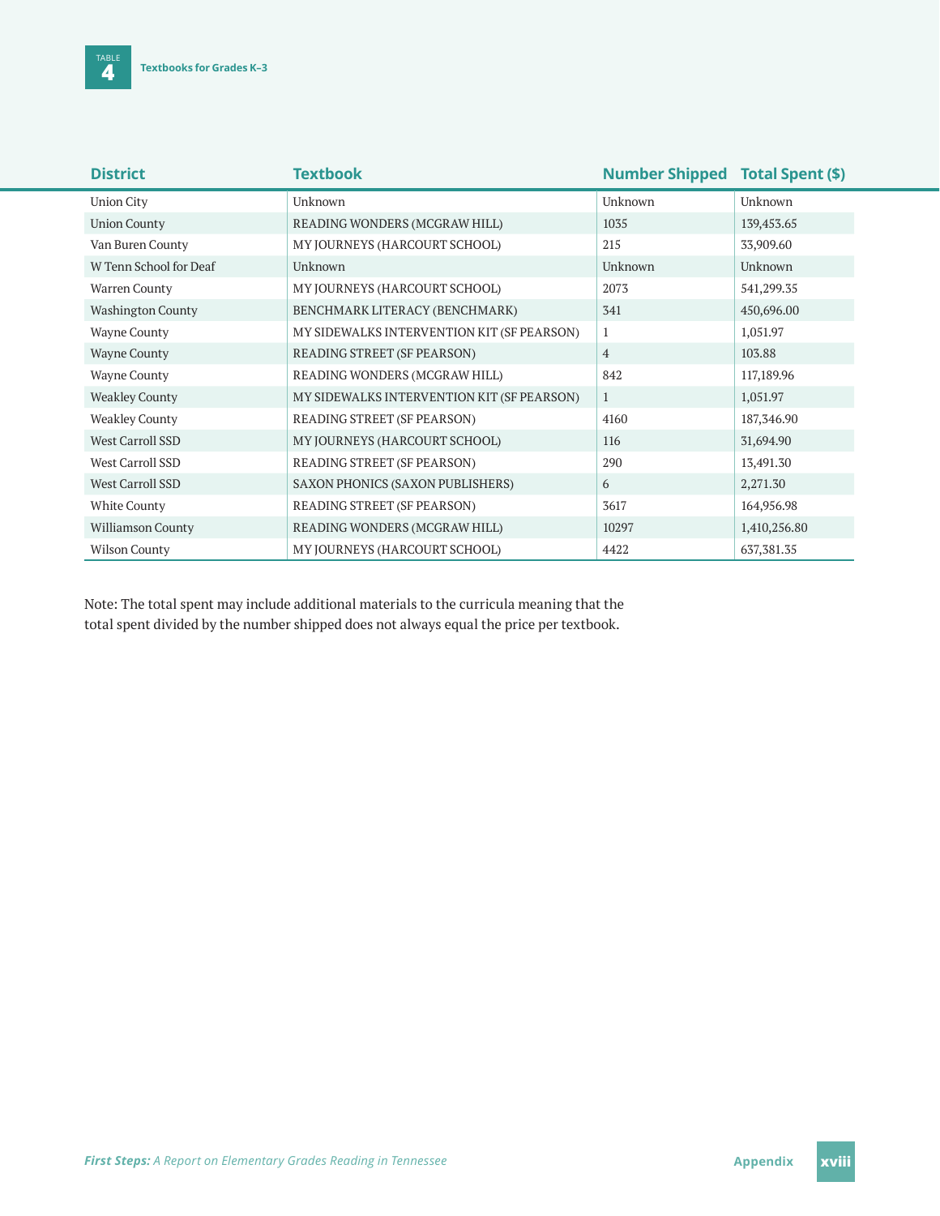TABLE 4 Textbooks for Grades K–3

| District | Textbook | Number Shipped | Total Spent ($) |
| --- | --- | --- | --- |
| Union City | Unknown | Unknown | Unknown |
| Union County | READING WONDERS (MCGRAW HILL) | 1035 | 139,453.65 |
| Van Buren County | MY JOURNEYS (HARCOURT SCHOOL) | 215 | 33,909.60 |
| W Tenn School for Deaf | Unknown | Unknown | Unknown |
| Warren County | MY JOURNEYS (HARCOURT SCHOOL) | 2073 | 541,299.35 |
| Washington County | BENCHMARK LITERACY (BENCHMARK) | 341 | 450,696.00 |
| Wayne County | MY SIDEWALKS INTERVENTION KIT (SF PEARSON) | 1 | 1,051.97 |
| Wayne County | READING STREET (SF PEARSON) | 4 | 103.88 |
| Wayne County | READING WONDERS (MCGRAW HILL) | 842 | 117,189.96 |
| Weakley County | MY SIDEWALKS INTERVENTION KIT (SF PEARSON) | 1 | 1,051.97 |
| Weakley County | READING STREET (SF PEARSON) | 4160 | 187,346.90 |
| West Carroll SSD | MY JOURNEYS (HARCOURT SCHOOL) | 116 | 31,694.90 |
| West Carroll SSD | READING STREET (SF PEARSON) | 290 | 13,491.30 |
| West Carroll SSD | SAXON PHONICS (SAXON PUBLISHERS) | 6 | 2,271.30 |
| White County | READING STREET (SF PEARSON) | 3617 | 164,956.98 |
| Williamson County | READING WONDERS (MCGRAW HILL) | 10297 | 1,410,256.80 |
| Wilson County | MY JOURNEYS (HARCOURT SCHOOL) | 4422 | 637,381.35 |

Note: The total spent may include additional materials to the curricula meaning that the total spent divided by the number shipped does not always equal the price per textbook.